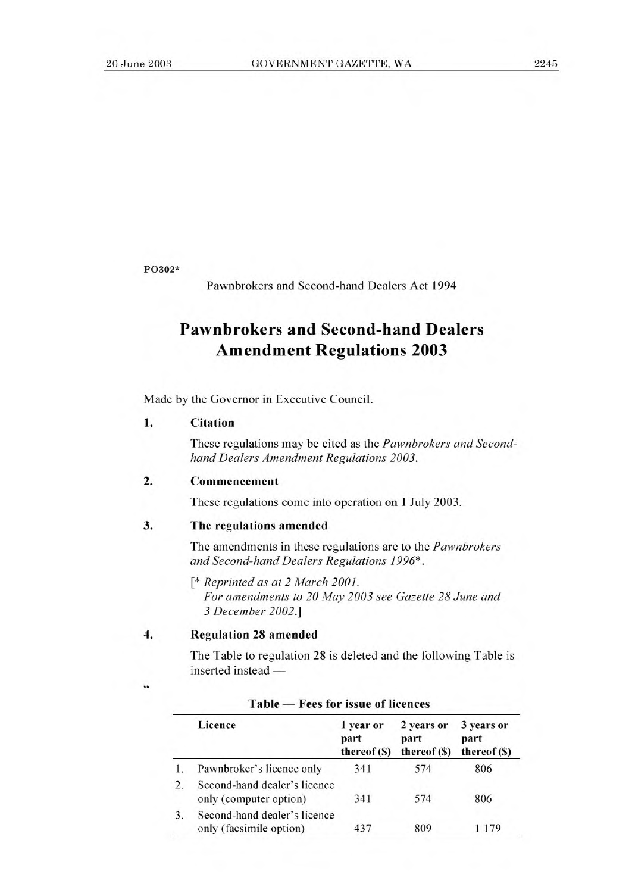PO302*

Pawnbrokers and Second-hand Dealers Act 1994

# Pawnbrokers and Second-hand Dealers Amendment Regulations 2003

Made by the Governor in Executive Council.

### 1. Citation

These regulations may be cited as the *Pawnbrokers and Second-hand Dealers Amendment Regulations 2003*.

### 2. Commencement

These regulations come into operation on 1 July 2003.

### 3. The regulations amended

The amendments in these regulations are to the *Pawnbrokers and Second-hand Dealers Regulations 1996*\*.

[\* *Reprinted as at 2 March 2001.*
*For amendments to 20 May 2003 see Gazette 28 June and 3 December 2002.*]

### 4. Regulation 28 amended

The Table to regulation 28 is deleted and the following Table is inserted instead —

"

**Table — Fees for issue of licences**

| | Licence | 1 year or part thereof ($) | 2 years or part thereof ($) | 3 years or part thereof ($) |
|---|---|---|---|---|
| 1. | Pawnbroker's licence only | 341 | 574 | 806 |
| 2. | Second-hand dealer's licence only (computer option) | 341 | 574 | 806 |
| 3. | Second-hand dealer's licence only (facsimile option) | 437 | 809 | 1 179 |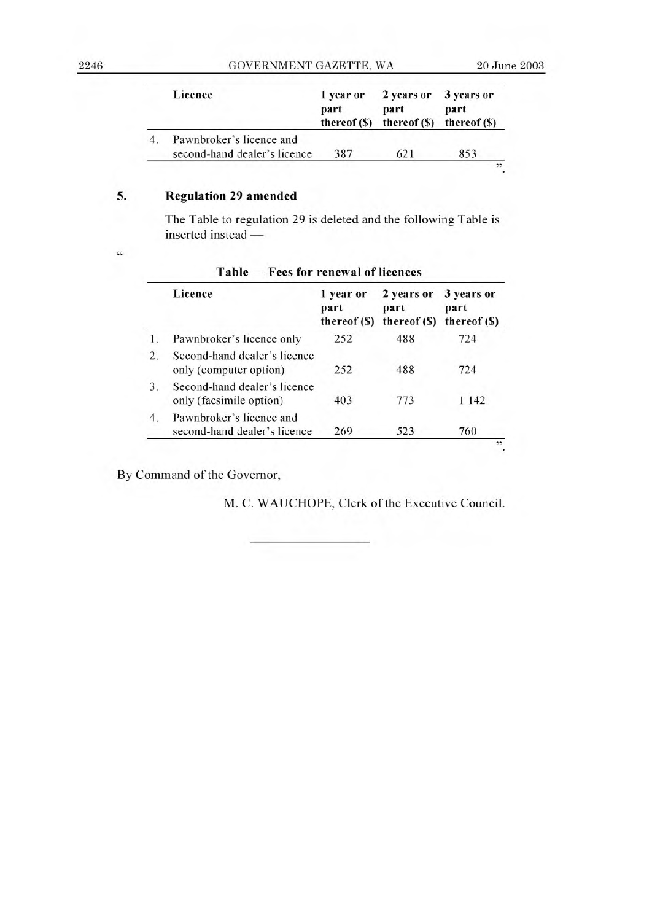| | Licence | 1 year or part thereof ($) | 2 years or part thereof ($) | 3 years or part thereof ($) |
|---|---|---|---|---|
| 4. | Pawnbroker's licence and second-hand dealer's licence | 387 | 621 | 853 |

".

### 5. Regulation 29 amended

The Table to regulation 29 is deleted and the following Table is inserted instead —

"

**Table — Fees for renewal of licences**

| | Licence | 1 year or part thereof ($) | 2 years or part thereof ($) | 3 years or part thereof ($) |
|---|---|---|---|---|
| 1. | Pawnbroker's licence only | 252 | 488 | 724 |
| 2. | Second-hand dealer's licence only (computer option) | 252 | 488 | 724 |
| 3. | Second-hand dealer's licence only (facsimile option) | 403 | 773 | 1 142 |
| 4. | Pawnbroker's licence and second-hand dealer's licence | 269 | 523 | 760 |

".

By Command of the Governor,

M. C. WAUCHOPE, Clerk of the Executive Council.